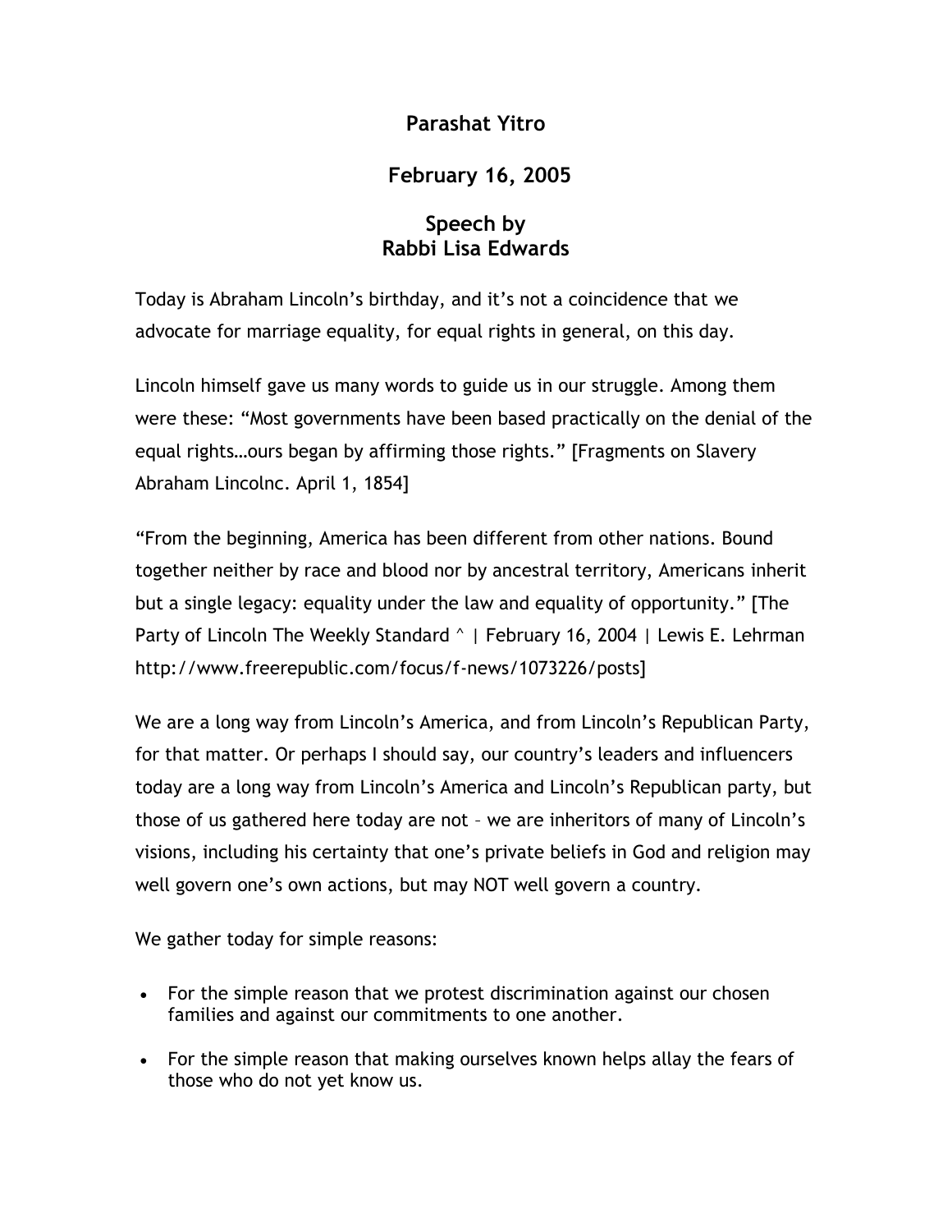# Parashat Yitro

## February 16, 2005

## Speech by Rabbi Lisa Edwards

Today is Abraham Lincoln's birthday, and it's not a coincidence that we advocate for marriage equality, for equal rights in general, on this day.

Lincoln himself gave us many words to guide us in our struggle. Among them were these: "Most governments have been based practically on the denial of the equal rights…ours began by affirming those rights." [Fragments on Slavery Abraham Lincolnc. April 1, 1854]

"From the beginning, America has been different from other nations. Bound together neither by race and blood nor by ancestral territory, Americans inherit but a single legacy: equality under the law and equality of opportunity." [The Party of Lincoln The Weekly Standard ^ | February 16, 2004 | Lewis E. Lehrman http://www.freerepublic.com/focus/f-news/1073226/posts]

We are a long way from Lincoln's America, and from Lincoln's Republican Party, for that matter. Or perhaps I should say, our country's leaders and influencers today are a long way from Lincoln's America and Lincoln's Republican party, but those of us gathered here today are not – we are inheritors of many of Lincoln's visions, including his certainty that one's private beliefs in God and religion may well govern one's own actions, but may NOT well govern a country.

We gather today for simple reasons:

- For the simple reason that we protest discrimination against our chosen families and against our commitments to one another.
- For the simple reason that making ourselves known helps allay the fears of those who do not yet know us.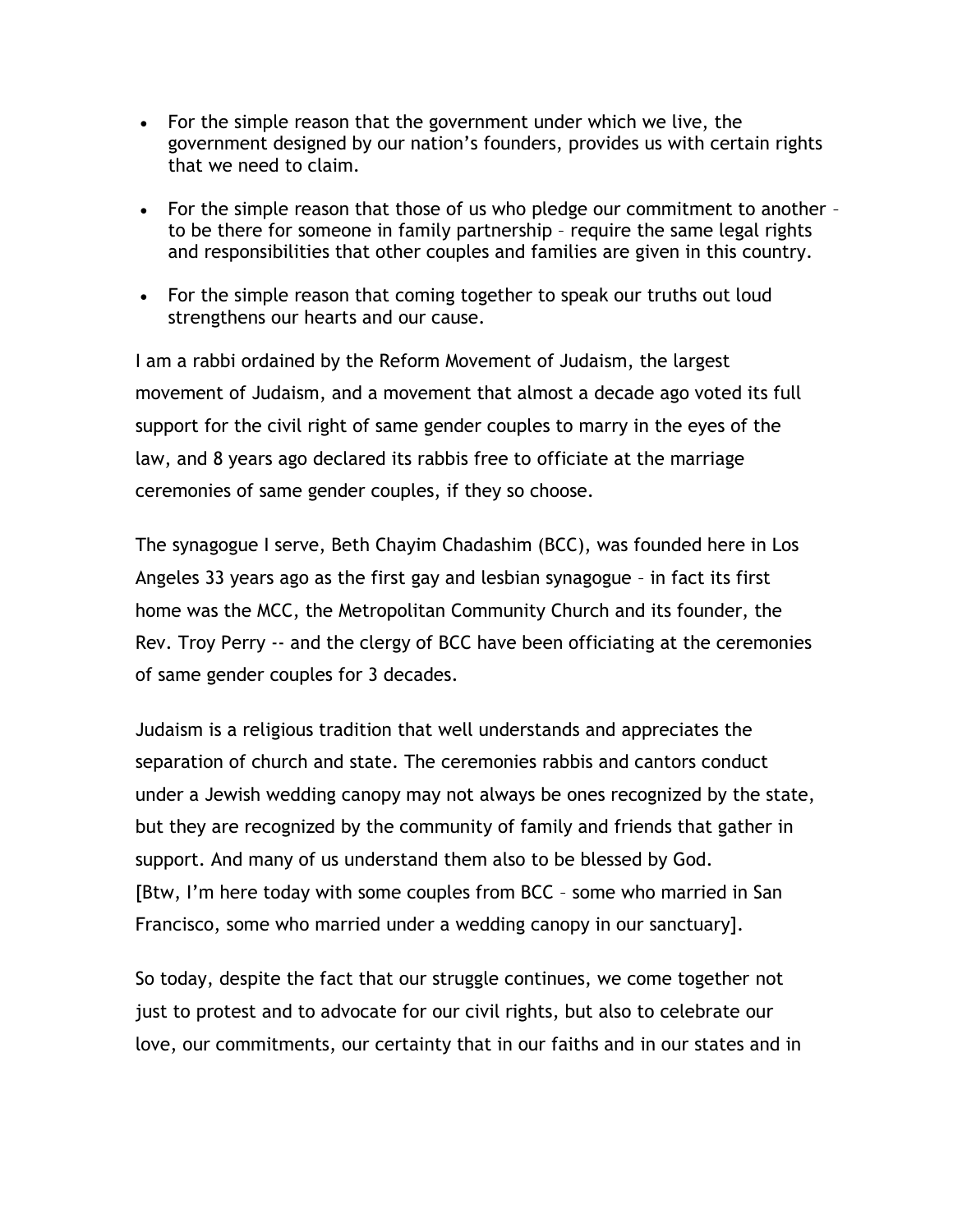- For the simple reason that the government under which we live, the government designed by our nation's founders, provides us with certain rights that we need to claim.
- For the simple reason that those of us who pledge our commitment to another – to be there for someone in family partnership – require the same legal rights and responsibilities that other couples and families are given in this country.
- For the simple reason that coming together to speak our truths out loud strengthens our hearts and our cause.

I am a rabbi ordained by the Reform Movement of Judaism, the largest movement of Judaism, and a movement that almost a decade ago voted its full support for the civil right of same gender couples to marry in the eyes of the law, and 8 years ago declared its rabbis free to officiate at the marriage ceremonies of same gender couples, if they so choose.

The synagogue I serve, Beth Chayim Chadashim (BCC), was founded here in Los Angeles 33 years ago as the first gay and lesbian synagogue – in fact its first home was the MCC, the Metropolitan Community Church and its founder, the Rev. Troy Perry -- and the clergy of BCC have been officiating at the ceremonies of same gender couples for 3 decades.

Judaism is a religious tradition that well understands and appreciates the separation of church and state. The ceremonies rabbis and cantors conduct under a Jewish wedding canopy may not always be ones recognized by the state, but they are recognized by the community of family and friends that gather in support. And many of us understand them also to be blessed by God.
[Btw, I'm here today with some couples from BCC – some who married in San Francisco, some who married under a wedding canopy in our sanctuary].

So today, despite the fact that our struggle continues, we come together not just to protest and to advocate for our civil rights, but also to celebrate our love, our commitments, our certainty that in our faiths and in our states and in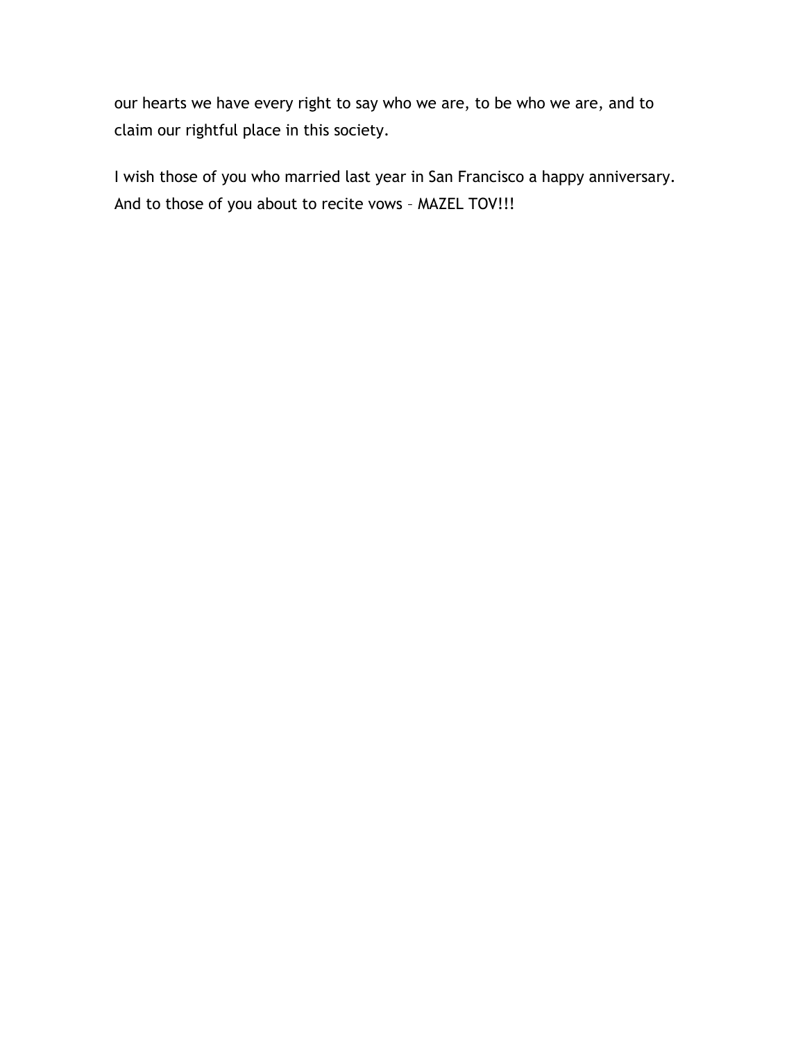our hearts we have every right to say who we are, to be who we are, and to claim our rightful place in this society.

I wish those of you who married last year in San Francisco a happy anniversary. And to those of you about to recite vows – MAZEL TOV!!!